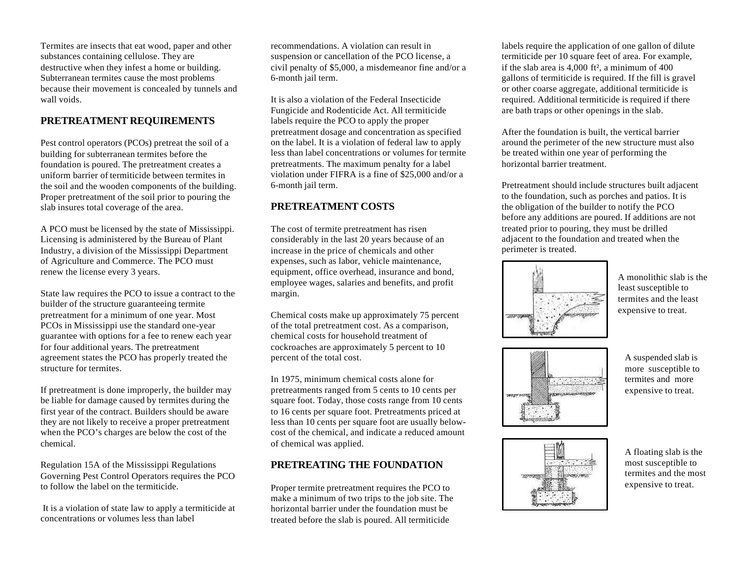Termites are insects that eat wood, paper and other substances containing cellulose. They are destructive when they infest a home or building. Subterranean termites cause the most problems because their movement is concealed by tunnels and wall voids.

## PRETREATMENT REQUIREMENTS

Pest control operators (PCOs) pretreat the soil of a building for subterranean termites before the foundation is poured. The pretreatment creates a uniform barrier of termiticide between termites in the soil and the wooden components of the building. Proper pretreatment of the soil prior to pouring the slab insures total coverage of the area.

A PCO must be licensed by the state of Mississippi. Licensing is administered by the Bureau of Plant Industry, a division of the Mississippi Department of Agriculture and Commerce. The PCO must renew the license every 3 years.

State law requires the PCO to issue a contract to the builder of the structure guaranteeing termite pretreatment for a minimum of one year. Most PCOs in Mississippi use the standard one-year guarantee with options for a fee to renew each year for four additional years. The pretreatment agreement states the PCO has properly treated the structure for termites.

If pretreatment is done improperly, the builder may be liable for damage caused by termites during the first year of the contract. Builders should be aware they are not likely to receive a proper pretreatment when the PCO's charges are below the cost of the chemical.

Regulation 15A of the Mississippi Regulations Governing Pest Control Operators requires the PCO to follow the label on the termiticide.

It is a violation of state law to apply a termiticide at concentrations or volumes less than label recommendations. A violation can result in suspension or cancellation of the PCO license, a civil penalty of $5,000, a misdemeanor fine and/or a 6-month jail term.

It is also a violation of the Federal Insecticide Fungicide and Rodenticide Act. All termiticide labels require the PCO to apply the proper pretreatment dosage and concentration as specified on the label. It is a violation of federal law to apply less than label concentrations or volumes for termite pretreatments. The maximum penalty for a label violation under FIFRA is a fine of $25,000 and/or a 6-month jail term.

## PRETREATMENT COSTS

The cost of termite pretreatment has risen considerably in the last 20 years because of an increase in the price of chemicals and other expenses, such as labor, vehicle maintenance, equipment, office overhead, insurance and bond, employee wages, salaries and benefits, and profit margin.

Chemical costs make up approximately 75 percent of the total pretreatment cost. As a comparison, chemical costs for household treatment of cockroaches are approximately 5 percent to 10 percent of the total cost.

In 1975, minimum chemical costs alone for pretreatments ranged from 5 cents to 10 cents per square foot. Today, those costs range from 10 cents to 16 cents per square foot. Pretreatments priced at less than 10 cents per square foot are usually below-cost of the chemical, and indicate a reduced amount of chemical was applied.

## PRETREATING THE FOUNDATION

Proper termite pretreatment requires the PCO to make a minimum of two trips to the job site. The horizontal barrier under the foundation must be treated before the slab is poured. All termiticide labels require the application of one gallon of dilute termiticide per 10 square feet of area. For example, if the slab area is 4,000 ft², a minimum of 400 gallons of termiticide is required. If the fill is gravel or other coarse aggregate, additional termiticide is required. Additional termiticide is required if there are bath traps or other openings in the slab.

After the foundation is built, the vertical barrier around the perimeter of the new structure must also be treated within one year of performing the horizontal barrier treatment.

Pretreatment should include structures built adjacent to the foundation, such as porches and patios. It is the obligation of the builder to notify the PCO before any additions are poured. If additions are not treated prior to pouring, they must be drilled adjacent to the foundation and treated when the perimeter is treated.

A monolithic slab is the least susceptible to termites and the least expensive to treat.

A suspended slab is more susceptible to termites and more expensive to treat.

A floating slab is the most susceptible to termites and the most expensive to treat.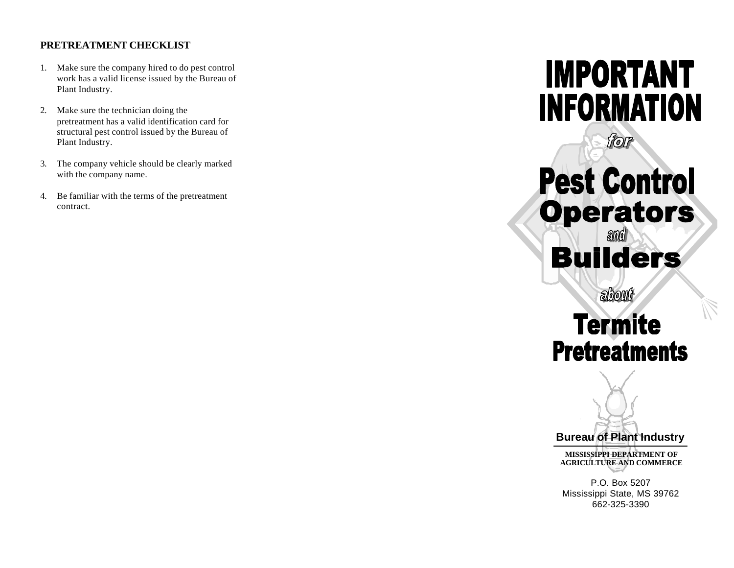## PRETREATMENT CHECKLIST

1. Make sure the company hired to do pest control work has a valid license issued by the Bureau of Plant Industry.

2. Make sure the technician doing the pretreatment has a valid identification card for structural pest control issued by the Bureau of Plant Industry.

3. The company vehicle should be clearly marked with the company name.

4. Be familiar with the terms of the pretreatment contract.

# IMPORTANT INFORMATION

*for*

# Pest Control Operators

*and*

# Builders

*about*

# Termite Pretreatments

**Bureau of Plant Industry**

**MISSISSIPPI DEPARTMENT OF AGRICULTURE AND COMMERCE**

P.O. Box 5207
Mississippi State, MS 39762
662-325-3390